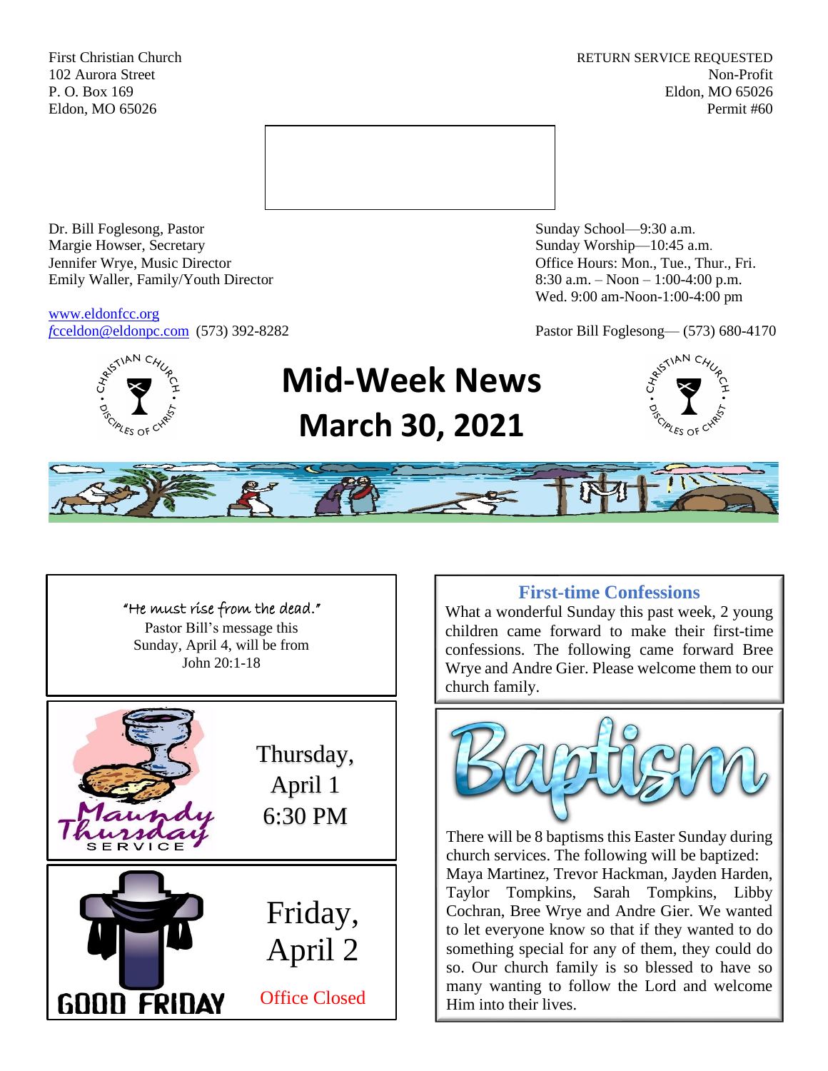First Christian Church
102 Aurora Street
P. O. Box 169
Eldon, MO 65026

RETURN SERVICE REQUESTED
Non-Profit
Eldon, MO 65026
Permit #60

Dr. Bill Foglesong, Pastor
Margie Howser, Secretary
Jennifer Wrye, Music Director
Emily Waller, Family/Youth Director

www.eldonfcc.org
fcceldon@eldonpc.com (573) 392-8282

Sunday School—9:30 a.m.
Sunday Worship—10:45 a.m.
Office Hours: Mon., Tue., Thur., Fri.
8:30 a.m. – Noon – 1:00-4:00 p.m.
Wed. 9:00 am-Noon-1:00-4:00 pm

Pastor Bill Foglesong— (573) 680-4170

# Mid-Week News
# March 30, 2021

"He must rise from the dead."
Pastor Bill's message this Sunday, April 4, will be from John 20:1-18

**Maundy Thursday Service**

Thursday, April 1
6:30 PM

**Good Friday**

Friday, April 2
Office Closed

## First-time Confessions

What a wonderful Sunday this past week, 2 young children came forward to make their first-time confessions. The following came forward Bree Wrye and Andre Gier. Please welcome them to our church family.

## Baptism

There will be 8 baptisms this Easter Sunday during church services. The following will be baptized: Maya Martinez, Trevor Hackman, Jayden Harden, Taylor Tompkins, Sarah Tompkins, Libby Cochran, Bree Wrye and Andre Gier. We wanted to let everyone know so that if they wanted to do something special for any of them, they could do so. Our church family is so blessed to have so many wanting to follow the Lord and welcome Him into their lives.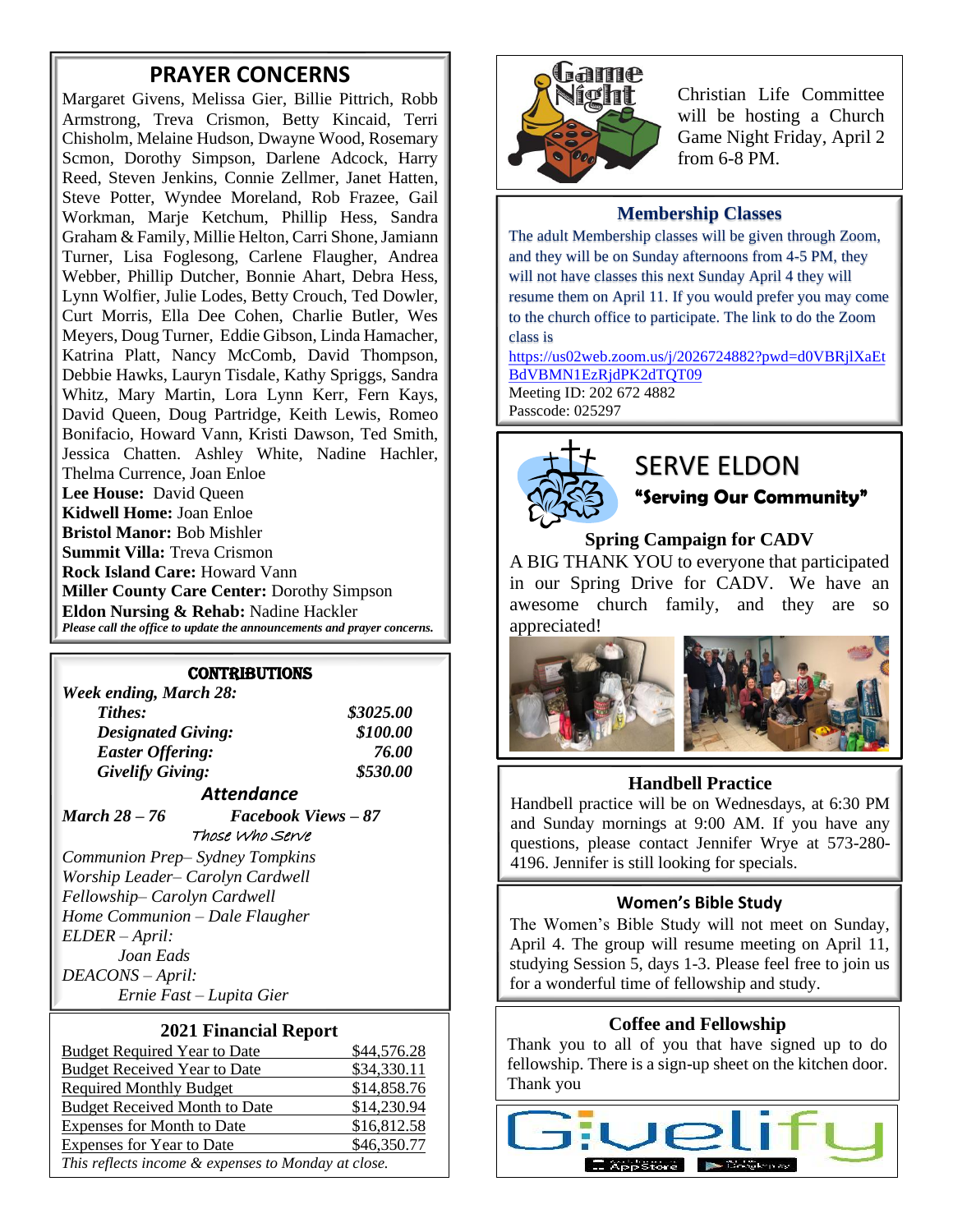## PRAYER CONCERNS

Margaret Givens, Melissa Gier, Billie Pittrich, Robb Armstrong, Treva Crismon, Betty Kincaid, Terri Chisholm, Melaine Hudson, Dwayne Wood, Rosemary Scmon, Dorothy Simpson, Darlene Adcock, Harry Reed, Steven Jenkins, Connie Zellmer, Janet Hatten, Steve Potter, Wyndee Moreland, Rob Frazee, Gail Workman, Marje Ketchum, Phillip Hess, Sandra Graham & Family, Millie Helton, Carri Shone, Jamiann Turner, Lisa Foglesong, Carlene Flaugher, Andrea Webber, Phillip Dutcher, Bonnie Ahart, Debra Hess, Lynn Wolfier, Julie Lodes, Betty Crouch, Ted Dowler, Curt Morris, Ella Dee Cohen, Charlie Butler, Wes Meyers, Doug Turner, Eddie Gibson, Linda Hamacher, Katrina Platt, Nancy McComb, David Thompson, Debbie Hawks, Lauryn Tisdale, Kathy Spriggs, Sandra Whitz, Mary Martin, Lora Lynn Kerr, Fern Kays, David Queen, Doug Partridge, Keith Lewis, Romeo Bonifacio, Howard Vann, Kristi Dawson, Ted Smith, Jessica Chatten. Ashley White, Nadine Hachler, Thelma Currence, Joan Enloe

**Lee House:** David Queen
**Kidwell Home:** Joan Enloe
**Bristol Manor:** Bob Mishler
**Summit Villa:** Treva Crismon
**Rock Island Care:** Howard Vann
**Miller County Care Center:** Dorothy Simpson
**Eldon Nursing & Rehab:** Nadine Hackler

***Please call the office to update the announcements and prayer concerns.***

## CONTRIBUTIONS

***Week ending, March 28:***

| | |
|---|---|
| ***Tithes:*** | ***$3025.00*** |
| ***Designated Giving:*** | ***$100.00*** |
| ***Easter Offering:*** | ***76.00*** |
| ***Givelify Giving:*** | ***$530.00*** |

### *Attendance*

***March 28 – 76*** ***Facebook Views – 87***

*Those Who Serve*

*Communion Prep– Sydney Tompkins*
*Worship Leader– Carolyn Cardwell*
*Fellowship– Carolyn Cardwell*
*Home Communion – Dale Flaugher*
*ELDER – April:*
*Joan Eads*
*DEACONS – April:*
*Ernie Fast – Lupita Gier*

## 2021 Financial Report

| | |
|---|---|
| Budget Required Year to Date | $44,576.28 |
| Budget Received Year to Date | $34,330.11 |
| Required Monthly Budget | $14,858.76 |
| Budget Received Month to Date | $14,230.94 |
| Expenses for Month to Date | $16,812.58 |
| Expenses for Year to Date | $46,350.77 |

*This reflects income & expenses to Monday at close.*

## Game Night

Christian Life Committee will be hosting a Church Game Night Friday, April 2 from 6-8 PM.

## Membership Classes

The adult Membership classes will be given through Zoom, and they will be on Sunday afternoons from 4-5 PM, they will not have classes this next Sunday April 4 they will resume them on April 11. If you would prefer you may come to the church office to participate. The link to do the Zoom class is
https://us02web.zoom.us/j/2026724882?pwd=d0VBRjlXaEtBdVBMN1EzRjdPK2dTQT09
Meeting ID: 202 672 4882
Passcode: 025297

## SERVE ELDON

**"Serving Our Community"**

### Spring Campaign for CADV

A BIG THANK YOU to everyone that participated in our Spring Drive for CADV. We have an awesome church family, and they are so appreciated!

## Handbell Practice

Handbell practice will be on Wednesdays, at 6:30 PM and Sunday mornings at 9:00 AM. If you have any questions, please contact Jennifer Wrye at 573-280-4196. Jennifer is still looking for specials.

## Women's Bible Study

The Women's Bible Study will not meet on Sunday, April 4. The group will resume meeting on April 11, studying Session 5, days 1-3. Please feel free to join us for a wonderful time of fellowship and study.

## Coffee and Fellowship

Thank you to all of you that have signed up to do fellowship. There is a sign-up sheet on the kitchen door. Thank you

Givelify